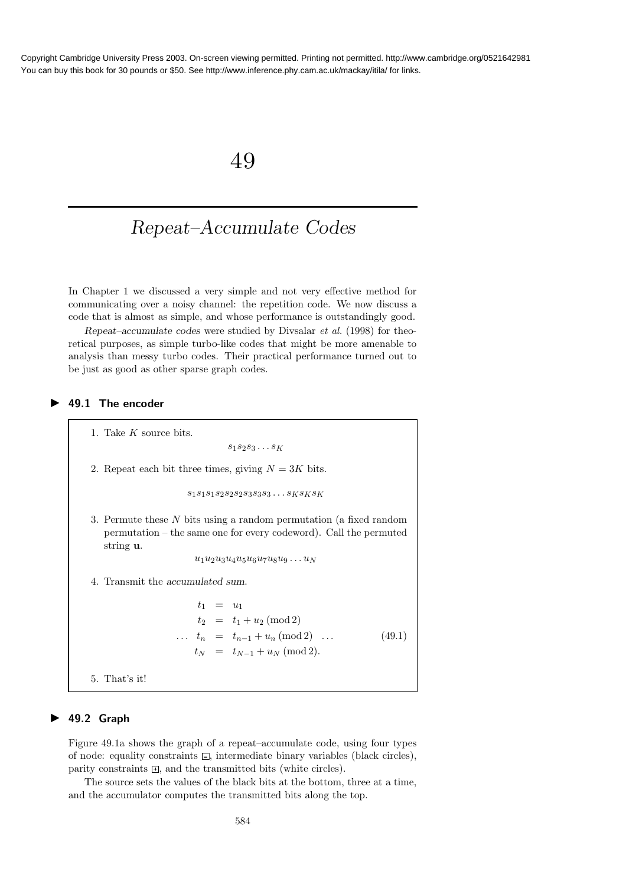# 49

# Repeat–Accumulate Codes

In Chapter 1 we discussed a very simple and not very effective method for communicating over a noisy channel: the repetition code. We now discuss a code that is almost as simple, and whose performance is outstandingly good.

*Repeat–accumulate codes* were studied by Divsalar *et al.* (1998) for theoretical purposes, as simple turbo-like codes that might be more amenable to analysis than messy turbo codes. Their practical performance turned out to be just as good as other sparse graph codes.

## 49.1 The encoder

1. Take $K$ source bits.

$$s_1 s_2 s_3 \ldots s_K$$

2. Repeat each bit three times, giving $N = 3K$ bits.

$$s_1 s_1 s_1 s_2 s_2 s_2 s_3 s_3 s_3 \ldots s_K s_K s_K$$

3. Permute these $N$ bits using a random permutation (a fixed random permutation – the same one for every codeword). Call the permuted string $\mathbf{u}$.

$$u_1 u_2 u_3 u_4 u_5 u_6 u_7 u_8 u_9 \ldots u_N$$

4. Transmit the *accumulated sum*.

$$\begin{aligned} t_1 &= u_1 \\ t_2 &= t_1 + u_2 \pmod 2 \\ \ldots \quad t_n &= t_{n-1} + u_n \pmod 2 \quad \ldots \\ t_N &= t_{N-1} + u_N \pmod 2. \end{aligned} \tag{49.1}$$

5. That's it!

## 49.2 Graph

Figure 49.1a shows the graph of a repeat–accumulate code, using four types of node: equality constraints ⊟, intermediate binary variables (black circles), parity constraints ⊞, and the transmitted bits (white circles).

The source sets the values of the black bits at the bottom, three at a time, and the accumulator computes the transmitted bits along the top.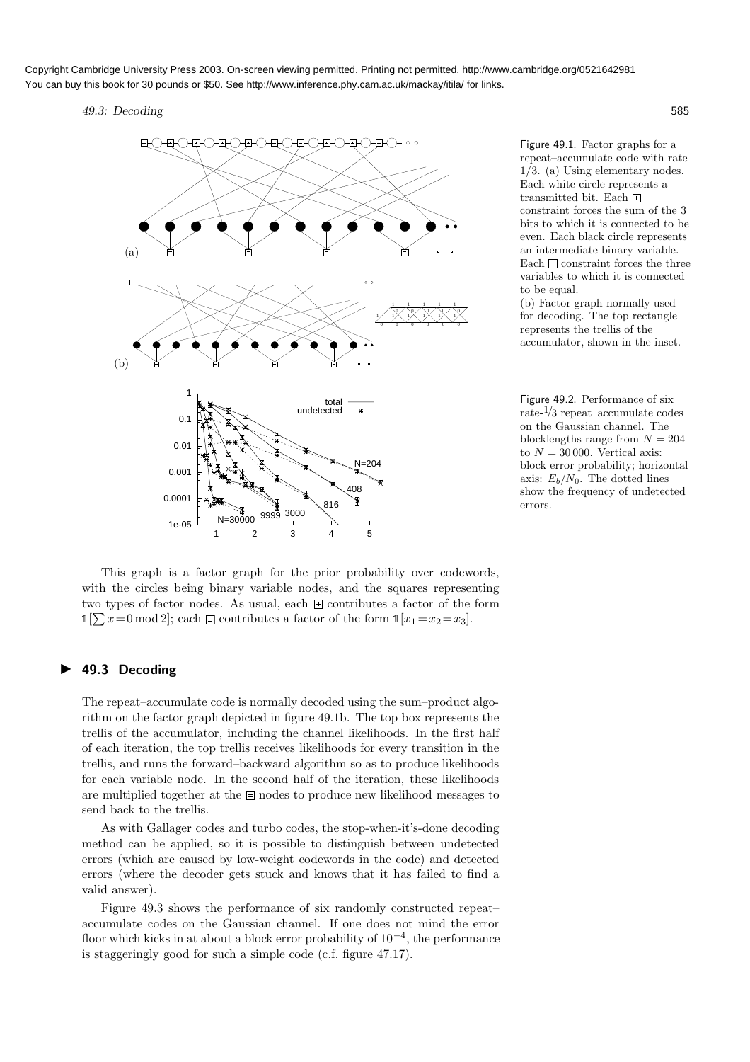Figure 49.1. Factor graphs for a repeat–accumulate code with rate 1/3. (a) Using elementary nodes. Each white circle represents a transmitted bit. Each ⊞ constraint forces the sum of the 3 bits to which it is connected to be even. Each black circle represents an intermediate binary variable. Each ⊟ constraint forces the three variables to which it is connected to be equal.

(b) Factor graph normally used for decoding. The top rectangle represents the trellis of the accumulator, shown in the inset.

Figure 49.2. Performance of six rate-$1/3$ repeat–accumulate codes on the Gaussian channel. The blocklengths range from $N = 204$ to $N = 30\,000$. Vertical axis: block error probability; horizontal axis: $E_b/N_0$. The dotted lines show the frequency of undetected errors.

This graph is a factor graph for the prior probability over codewords, with the circles being binary variable nodes, and the squares representing two types of factor nodes. As usual, each ⊞ contributes a factor of the form $\mathbb{1}[\sum x = 0 \bmod 2]$; each ⊟ contributes a factor of the form $\mathbb{1}[x_1 = x_2 = x_3]$.

## 49.3 Decoding

The repeat–accumulate code is normally decoded using the sum–product algorithm on the factor graph depicted in figure 49.1b. The top box represents the trellis of the accumulator, including the channel likelihoods. In the first half of each iteration, the top trellis receives likelihoods for every transition in the trellis, and runs the forward–backward algorithm so as to produce likelihoods for each variable node. In the second half of the iteration, these likelihoods are multiplied together at the ⊟ nodes to produce new likelihood messages to send back to the trellis.

As with Gallager codes and turbo codes, the stop-when-it's-done decoding method can be applied, so it is possible to distinguish between undetected errors (which are caused by low-weight codewords in the code) and detected errors (where the decoder gets stuck and knows that it has failed to find a valid answer).

Figure 49.3 shows the performance of six randomly constructed repeat–accumulate codes on the Gaussian channel. If one does not mind the error floor which kicks in at about a block error probability of $10^{-4}$, the performance is staggeringly good for such a simple code (c.f. figure 47.17).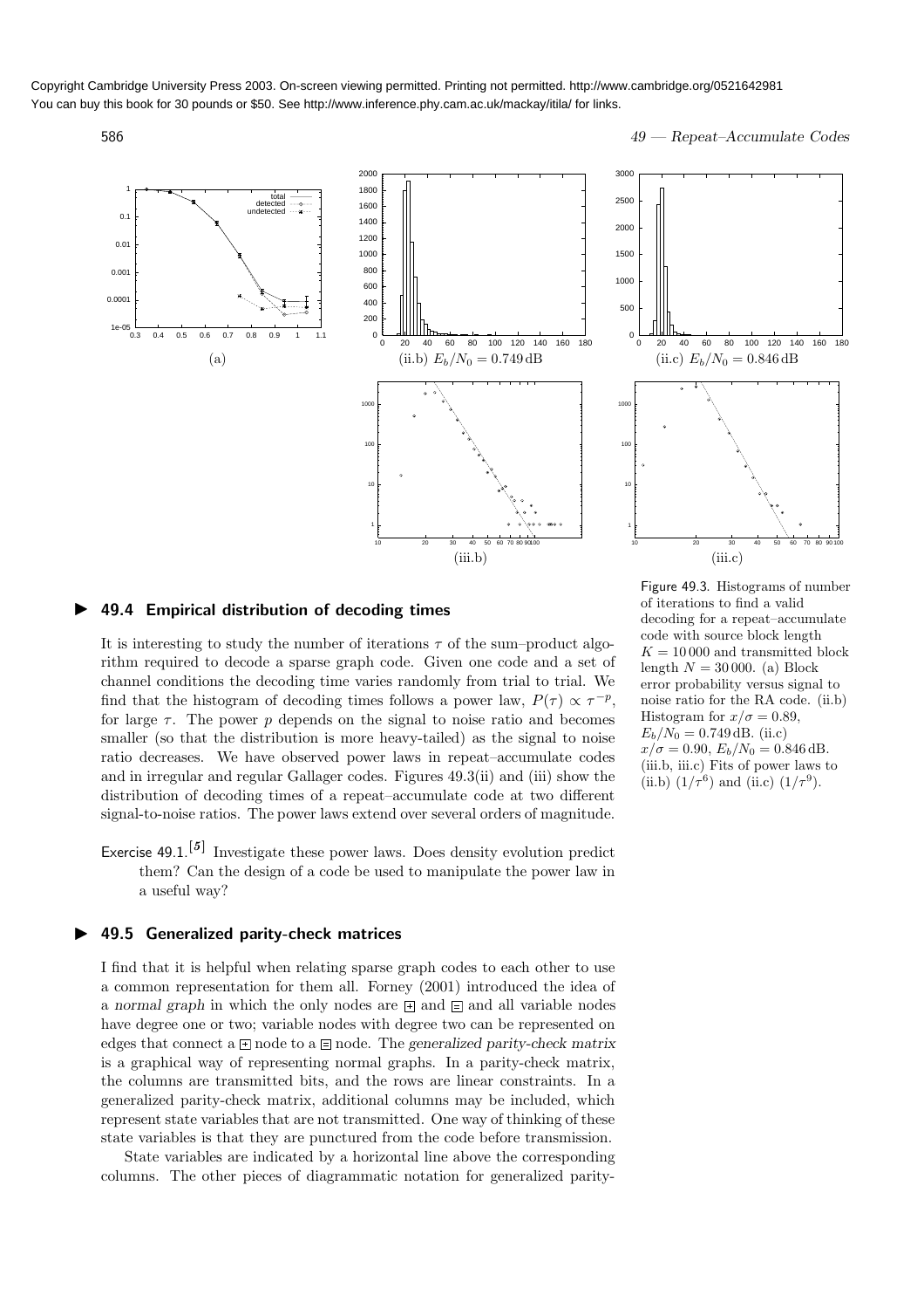Figure 49.3. Histograms of number of iterations to find a valid decoding for a repeat–accumulate code with source block length $K = 10\,000$ and transmitted block length $N = 30\,000$. (a) Block error probability versus signal to noise ratio for the RA code. (ii.b) Histogram for $x/\sigma = 0.89$, $E_b/N_0 = 0.749\,\text{dB}$. (ii.c) $x/\sigma = 0.90$, $E_b/N_0 = 0.846\,\text{dB}$. (iii.b, iii.c) Fits of power laws to (ii.b) $(1/\tau^6)$ and (ii.c) $(1/\tau^9)$.

## 49.4 Empirical distribution of decoding times

It is interesting to study the number of iterations $\tau$ of the sum–product algorithm required to decode a sparse graph code. Given one code and a set of channel conditions the decoding time varies randomly from trial to trial. We find that the histogram of decoding times follows a power law, $P(\tau) \propto \tau^{-p}$, for large $\tau$. The power $p$ depends on the signal to noise ratio and becomes smaller (so that the distribution is more heavy-tailed) as the signal to noise ratio decreases. We have observed power laws in repeat–accumulate codes and in irregular and regular Gallager codes. Figures 49.3(ii) and (iii) show the distribution of decoding times of a repeat–accumulate code at two different signal-to-noise ratios. The power laws extend over several orders of magnitude.

Exercise 49.1.[5] Investigate these power laws. Does density evolution predict them? Can the design of a code be used to manipulate the power law in a useful way?

## 49.5 Generalized parity-check matrices

I find that it is helpful when relating sparse graph codes to each other to use a common representation for them all. Forney (2001) introduced the idea of a *normal graph* in which the only nodes are ⊞ and ⊟ and all variable nodes have degree one or two; variable nodes with degree two can be represented on edges that connect a ⊞ node to a ⊟ node. The *generalized parity-check matrix* is a graphical way of representing normal graphs. In a parity-check matrix, the columns are transmitted bits, and the rows are linear constraints. In a generalized parity-check matrix, additional columns may be included, which represent state variables that are not transmitted. One way of thinking of these state variables is that they are punctured from the code before transmission.

State variables are indicated by a horizontal line above the corresponding columns. The other pieces of diagrammatic notation for generalized parity-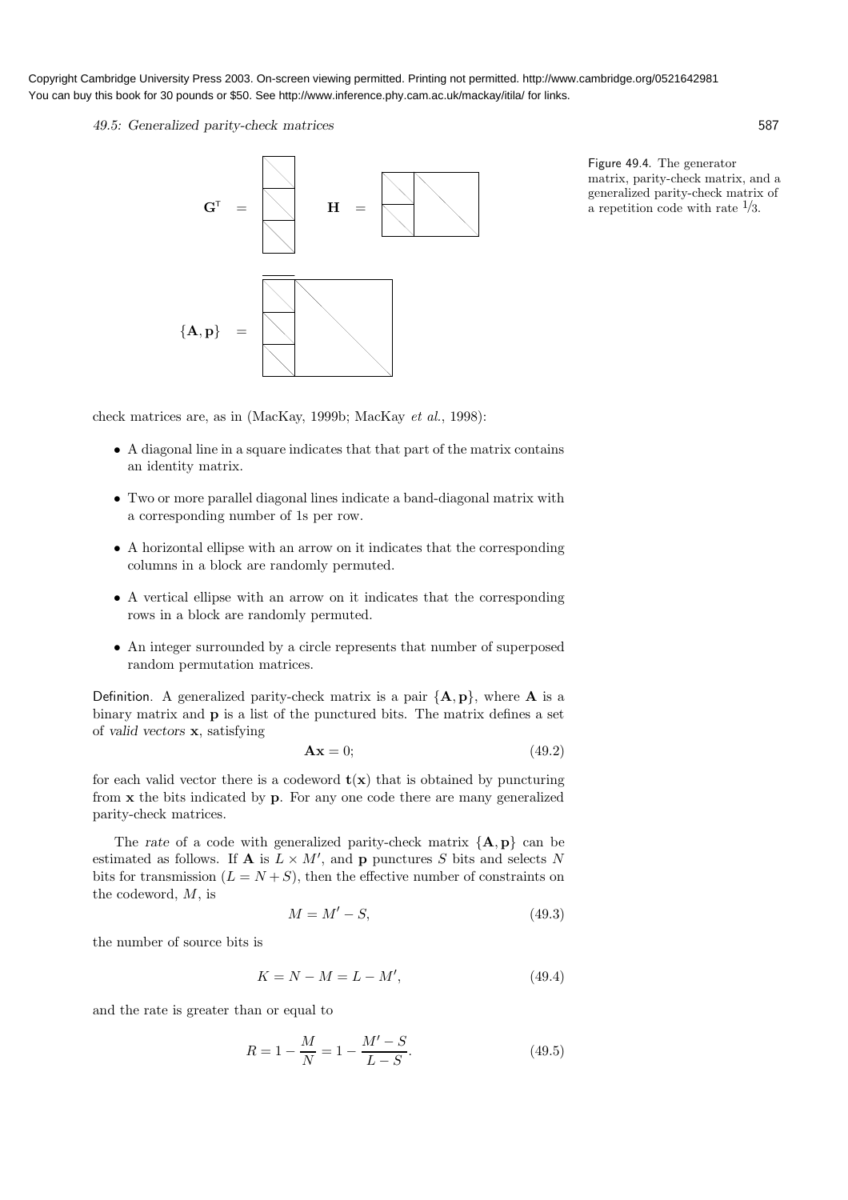Figure 49.4. The generator matrix, parity-check matrix, and a generalized parity-check matrix of a repetition code with rate $1/3$.

check matrices are, as in (MacKay, 1999b; MacKay *et al.*, 1998):

- A diagonal line in a square indicates that that part of the matrix contains an identity matrix.
- Two or more parallel diagonal lines indicate a band-diagonal matrix with a corresponding number of 1s per row.
- A horizontal ellipse with an arrow on it indicates that the corresponding columns in a block are randomly permuted.
- A vertical ellipse with an arrow on it indicates that the corresponding rows in a block are randomly permuted.
- An integer surrounded by a circle represents that number of superposed random permutation matrices.

Definition. A generalized parity-check matrix is a pair $\{\mathbf{A}, \mathbf{p}\}$, where $\mathbf{A}$ is a binary matrix and $\mathbf{p}$ is a list of the punctured bits. The matrix defines a set of *valid vectors* $\mathbf{x}$, satisfying

$$\mathbf{A}\mathbf{x} = 0; \tag{49.2}$$

for each valid vector there is a codeword $\mathbf{t}(\mathbf{x})$ that is obtained by puncturing from $\mathbf{x}$ the bits indicated by $\mathbf{p}$. For any one code there are many generalized parity-check matrices.

The *rate* of a code with generalized parity-check matrix $\{\mathbf{A}, \mathbf{p}\}$ can be estimated as follows. If $\mathbf{A}$ is $L \times M'$, and $\mathbf{p}$ punctures $S$ bits and selects $N$ bits for transmission ($L = N + S$), then the effective number of constraints on the codeword, $M$, is

$$M = M' - S, \tag{49.3}$$

the number of source bits is

$$K = N - M = L - M', \tag{49.4}$$

and the rate is greater than or equal to

$$R = 1 - \frac{M}{N} = 1 - \frac{M' - S}{L - S}. \tag{49.5}$$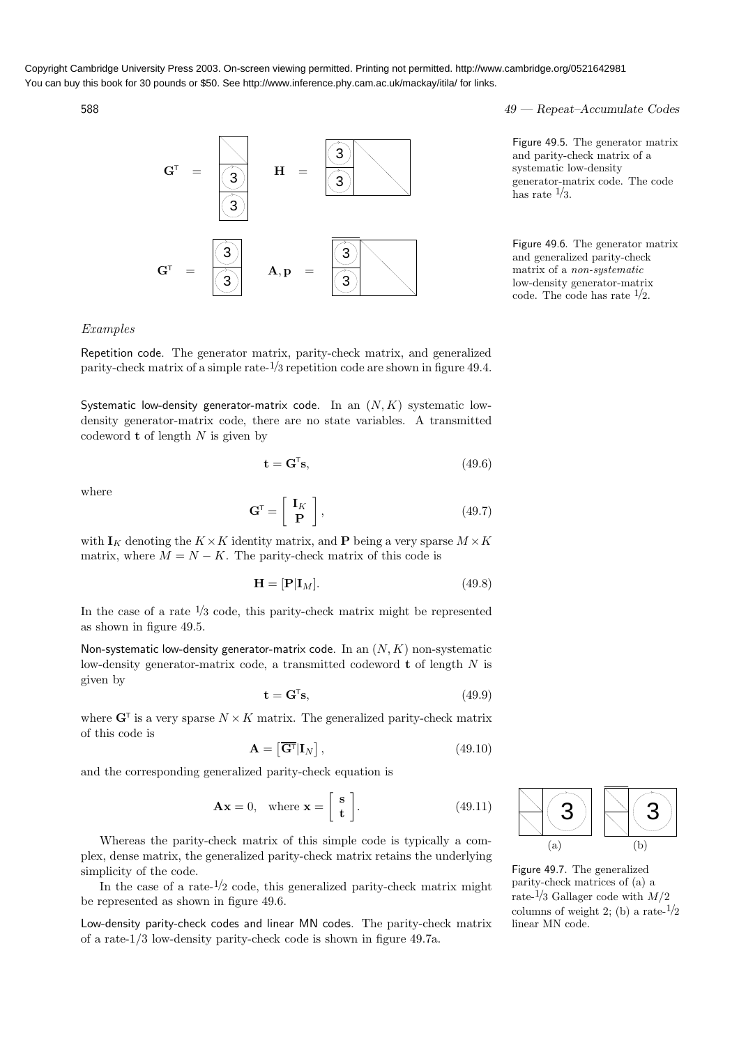Figure 49.5. The generator matrix and parity-check matrix of a systematic low-density generator-matrix code. The code has rate $1/3$.

Figure 49.6. The generator matrix and generalized parity-check matrix of a *non-systematic* low-density generator-matrix code. The code has rate $1/2$.

*Examples*

Repetition code. The generator matrix, parity-check matrix, and generalized parity-check matrix of a simple rate-$1/3$ repetition code are shown in figure 49.4.

Systematic low-density generator-matrix code. In an $(N, K)$ systematic low-density generator-matrix code, there are no state variables. A transmitted codeword $\mathbf{t}$ of length $N$ is given by

$$\mathbf{t} = \mathbf{G}^{\mathsf{T}}\mathbf{s}, \tag{49.6}$$

where

$$\mathbf{G}^{\mathsf{T}} = \left[ \begin{array}{c} \mathbf{I}_K \\ \mathbf{P} \end{array} \right], \tag{49.7}$$

with $\mathbf{I}_K$ denoting the $K \times K$ identity matrix, and $\mathbf{P}$ being a very sparse $M \times K$ matrix, where $M = N - K$. The parity-check matrix of this code is

$$\mathbf{H} = [\mathbf{P}|\mathbf{I}_M]. \tag{49.8}$$

In the case of a rate $1/3$ code, this parity-check matrix might be represented as shown in figure 49.5.

Non-systematic low-density generator-matrix code. In an $(N, K)$ non-systematic low-density generator-matrix code, a transmitted codeword $\mathbf{t}$ of length $N$ is given by

$$\mathbf{t} = \mathbf{G}^{\mathsf{T}}\mathbf{s}, \tag{49.9}$$

where $\mathbf{G}^{\mathsf{T}}$ is a very sparse $N \times K$ matrix. The generalized parity-check matrix of this code is

$$\mathbf{A} = \left[\overline{\mathbf{G}^{\mathsf{T}}}|\mathbf{I}_N\right], \tag{49.10}$$

and the corresponding generalized parity-check equation is

$$\mathbf{A}\mathbf{x} = 0, \quad \text{where } \mathbf{x} = \left[ \begin{array}{c} \mathbf{s} \\ \mathbf{t} \end{array} \right]. \tag{49.11}$$

Whereas the parity-check matrix of this simple code is typically a complex, dense matrix, the generalized parity-check matrix retains the underlying simplicity of the code.

In the case of a rate-$1/2$ code, this generalized parity-check matrix might be represented as shown in figure 49.6.

Low-density parity-check codes and linear MN codes. The parity-check matrix of a rate-1/3 low-density parity-check code is shown in figure 49.7a.

Figure 49.7. The generalized parity-check matrices of (a) a rate-$1/3$ Gallager code with $M/2$ columns of weight 2; (b) a rate-$1/2$ linear MN code.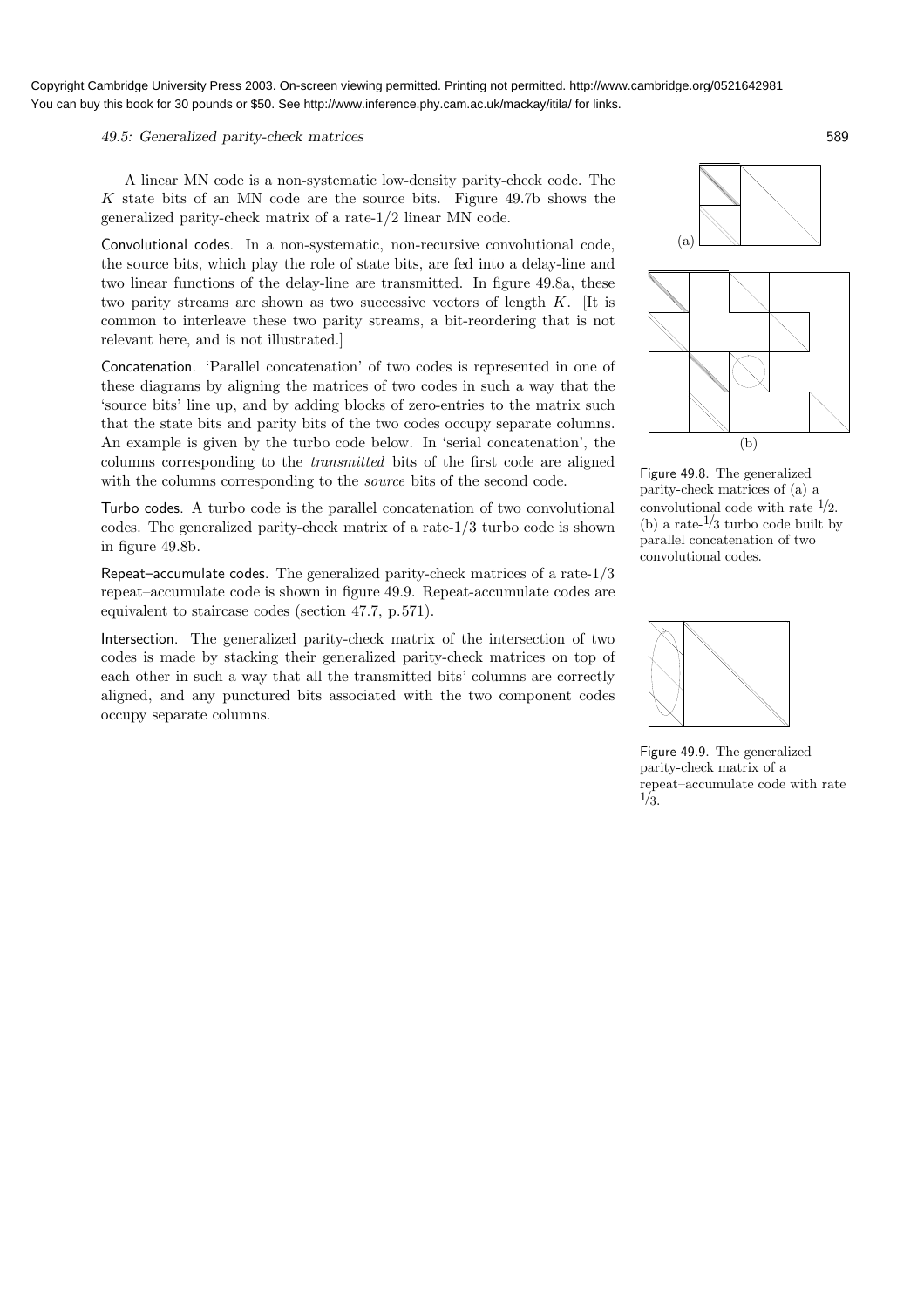A linear MN code is a non-systematic low-density parity-check code. The $K$ state bits of an MN code are the source bits. Figure 49.7b shows the generalized parity-check matrix of a rate-1/2 linear MN code.

Convolutional codes. In a non-systematic, non-recursive convolutional code, the source bits, which play the role of state bits, are fed into a delay-line and two linear functions of the delay-line are transmitted. In figure 49.8a, these two parity streams are shown as two successive vectors of length $K$. [It is common to interleave these two parity streams, a bit-reordering that is not relevant here, and is not illustrated.]

Concatenation. 'Parallel concatenation' of two codes is represented in one of these diagrams by aligning the matrices of two codes in such a way that the 'source bits' line up, and by adding blocks of zero-entries to the matrix such that the state bits and parity bits of the two codes occupy separate columns. An example is given by the turbo code below. In 'serial concatenation', the columns corresponding to the *transmitted* bits of the first code are aligned with the columns corresponding to the *source* bits of the second code.

Turbo codes. A turbo code is the parallel concatenation of two convolutional codes. The generalized parity-check matrix of a rate-1/3 turbo code is shown in figure 49.8b.

Repeat–accumulate codes. The generalized parity-check matrices of a rate-1/3 repeat–accumulate code is shown in figure 49.9. Repeat-accumulate codes are equivalent to staircase codes (section 47.7, p.571).

Intersection. The generalized parity-check matrix of the intersection of two codes is made by stacking their generalized parity-check matrices on top of each other in such a way that all the transmitted bits' columns are correctly aligned, and any punctured bits associated with the two component codes occupy separate columns.

(a)

(b)

Figure 49.8. The generalized parity-check matrices of (a) a convolutional code with rate $1/2$. (b) a rate-$1/3$ turbo code built by parallel concatenation of two convolutional codes.

Figure 49.9. The generalized parity-check matrix of a repeat–accumulate code with rate $1/3$.